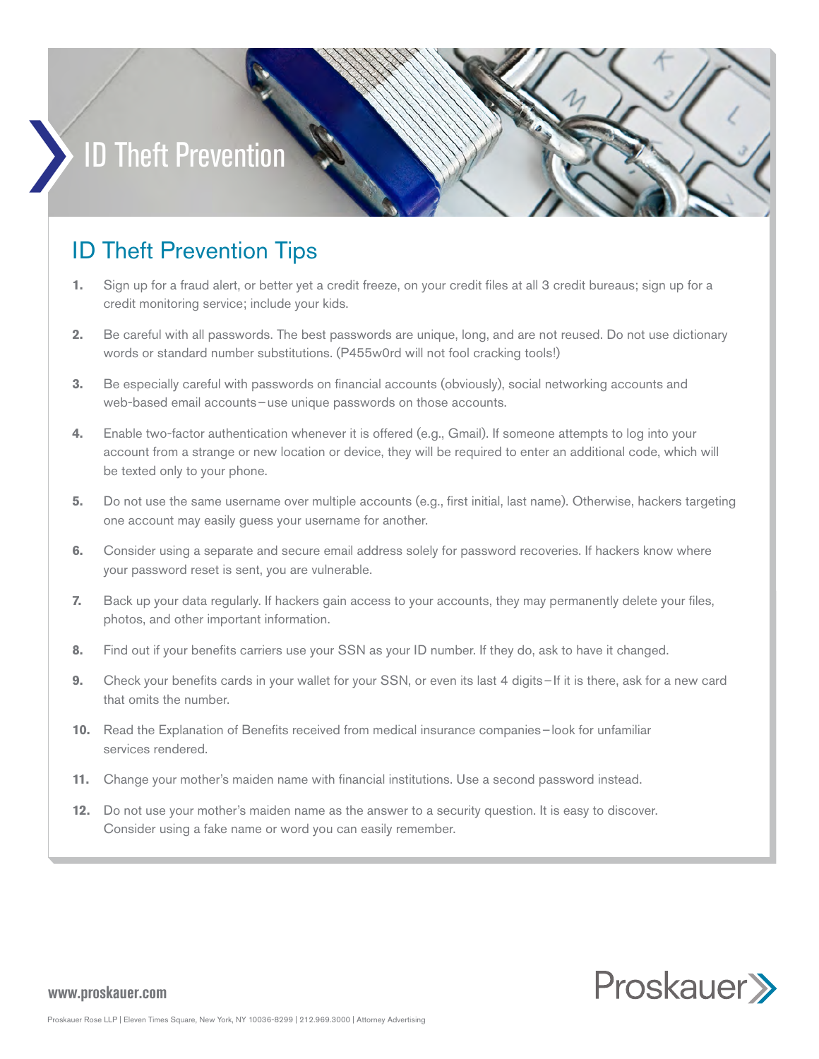# ID Theft Prevention

## ID Theft Prevention Tips

1. Sign up for a fraud alert, or better yet a credit freeze, on your credit files at all 3 credit bureaus; sign up for a credit monitoring service; include your kids.
2. Be careful with all passwords. The best passwords are unique, long, and are not reused. Do not use dictionary words or standard number substitutions. (P455w0rd will not fool cracking tools!)
3. Be especially careful with passwords on financial accounts (obviously), social networking accounts and web-based email accounts – use unique passwords on those accounts.
4. Enable two-factor authentication whenever it is offered (e.g., Gmail). If someone attempts to log into your account from a strange or new location or device, they will be required to enter an additional code, which will be texted only to your phone.
5. Do not use the same username over multiple accounts (e.g., first initial, last name). Otherwise, hackers targeting one account may easily guess your username for another.
6. Consider using a separate and secure email address solely for password recoveries. If hackers know where your password reset is sent, you are vulnerable.
7. Back up your data regularly. If hackers gain access to your accounts, they may permanently delete your files, photos, and other important information.
8. Find out if your benefits carriers use your SSN as your ID number. If they do, ask to have it changed.
9. Check your benefits cards in your wallet for your SSN, or even its last 4 digits – If it is there, ask for a new card that omits the number.
10. Read the Explanation of Benefits received from medical insurance companies – look for unfamiliar services rendered.
11. Change your mother's maiden name with financial institutions. Use a second password instead.
12. Do not use your mother's maiden name as the answer to a security question. It is easy to discover. Consider using a fake name or word you can easily remember.

www.proskauer.com

Proskauer

Proskauer Rose LLP | Eleven Times Square, New York, NY 10036-8299 | 212.969.3000 | Attorney Advertising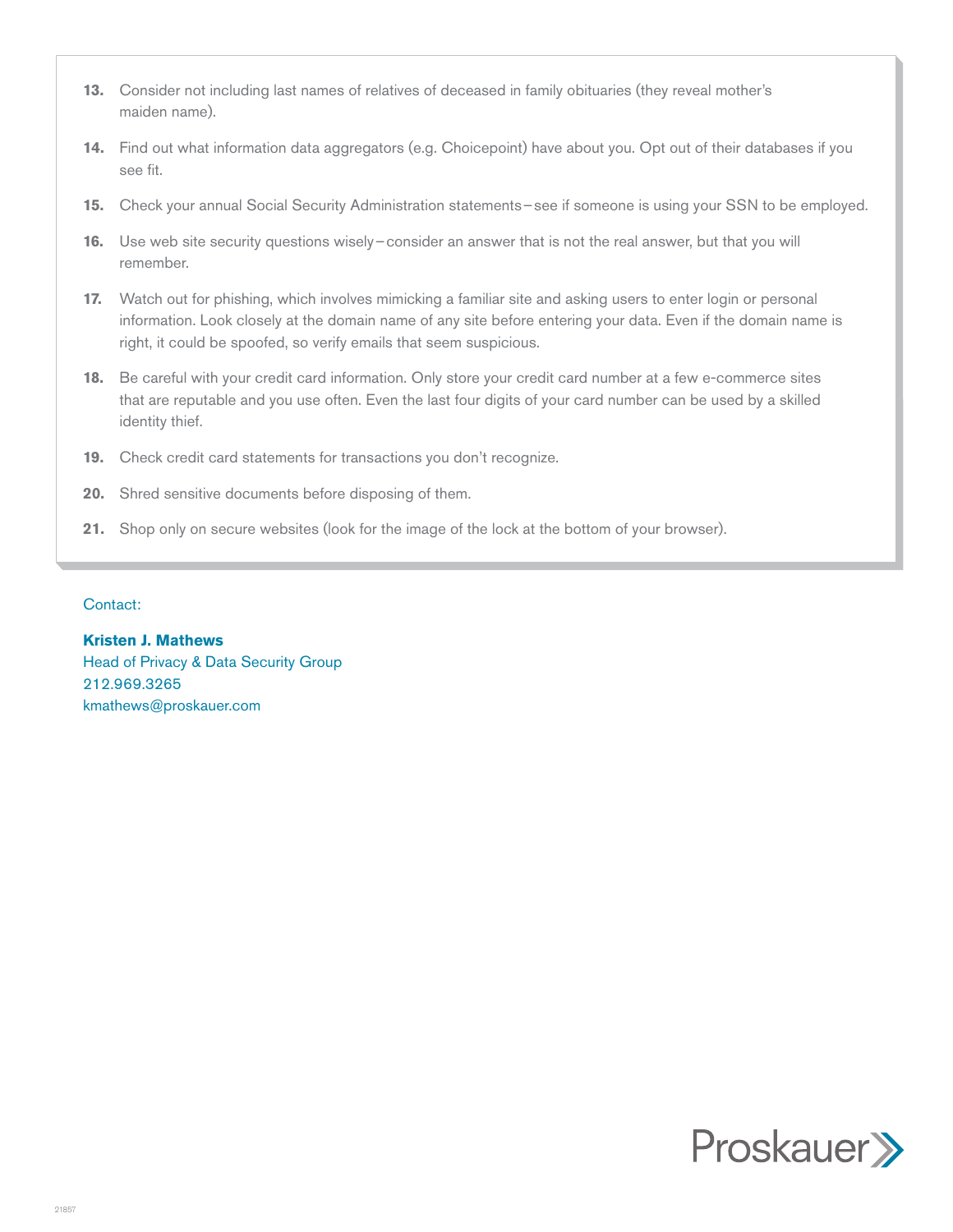13. Consider not including last names of relatives of deceased in family obituaries (they reveal mother's maiden name).

14. Find out what information data aggregators (e.g. Choicepoint) have about you. Opt out of their databases if you see fit.

15. Check your annual Social Security Administration statements – see if someone is using your SSN to be employed.

16. Use web site security questions wisely – consider an answer that is not the real answer, but that you will remember.

17. Watch out for phishing, which involves mimicking a familiar site and asking users to enter login or personal information. Look closely at the domain name of any site before entering your data. Even if the domain name is right, it could be spoofed, so verify emails that seem suspicious.

18. Be careful with your credit card information. Only store your credit card number at a few e-commerce sites that are reputable and you use often. Even the last four digits of your card number can be used by a skilled identity thief.

19. Check credit card statements for transactions you don't recognize.

20. Shred sensitive documents before disposing of them.

21. Shop only on secure websites (look for the image of the lock at the bottom of your browser).

Contact:

**Kristen J. Mathews**
Head of Privacy & Data Security Group
212.969.3265
kmathews@proskauer.com

Proskauer

21857